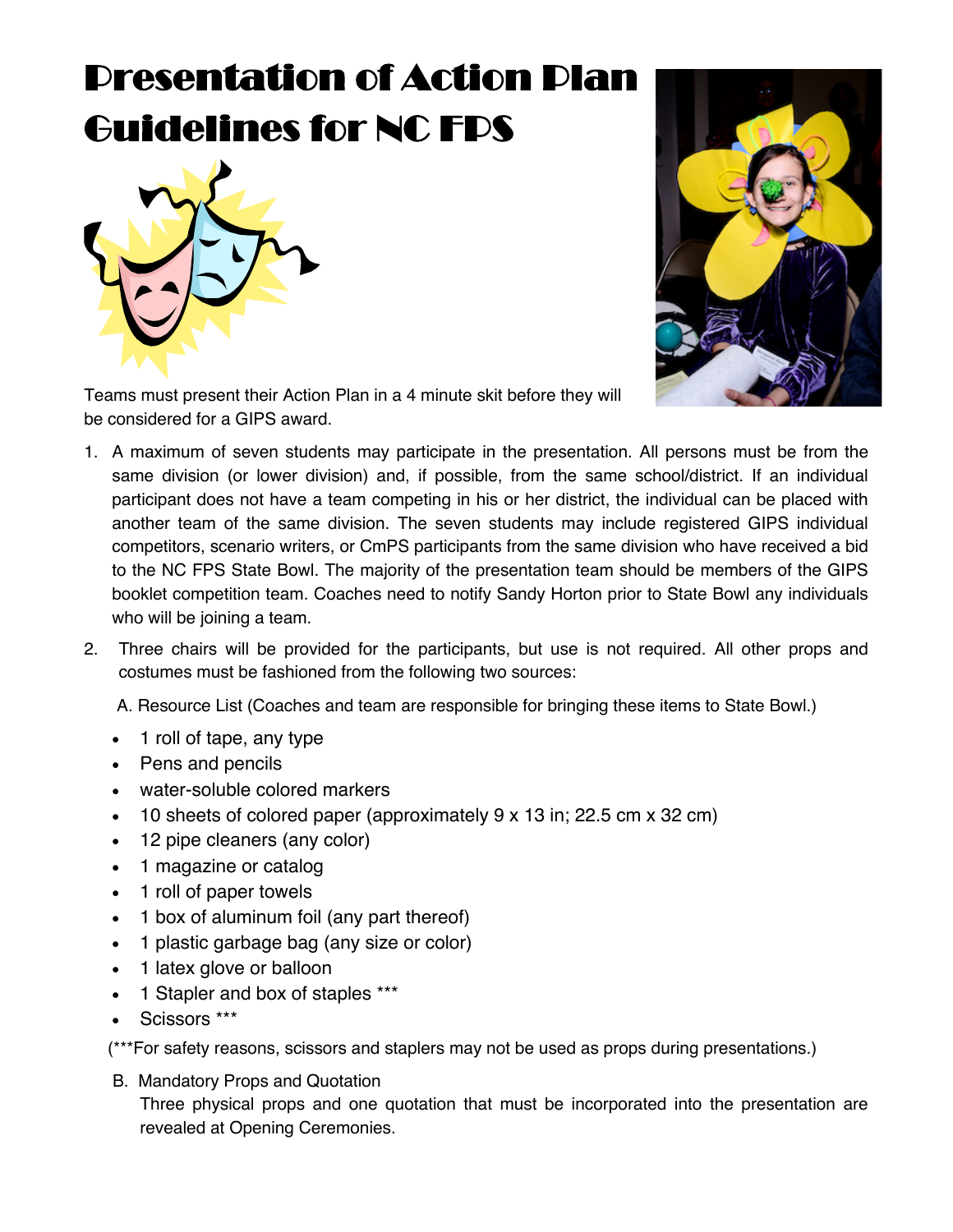# Presentation of Action Plan Guidelines for NC FPS

Teams must present their Action Plan in a 4 minute skit before they will be considered for a GIPS award.

1. A maximum of seven students may participate in the presentation. All persons must be from the same division (or lower division) and, if possible, from the same school/district. If an individual participant does not have a team competing in his or her district, the individual can be placed with another team of the same division. The seven students may include registered GIPS individual competitors, scenario writers, or CmPS participants from the same division who have received a bid to the NC FPS State Bowl. The majority of the presentation team should be members of the GIPS booklet competition team. Coaches need to notify Sandy Horton prior to State Bowl any individuals who will be joining a team.

2. Three chairs will be provided for the participants, but use is not required. All other props and costumes must be fashioned from the following two sources:

   A. Resource List (Coaches and team are responsible for bringing these items to State Bowl.)

   - 1 roll of tape, any type
   - Pens and pencils
   - water-soluble colored markers
   - 10 sheets of colored paper (approximately 9 x 13 in; 22.5 cm x 32 cm)
   - 12 pipe cleaners (any color)
   - 1 magazine or catalog
   - 1 roll of paper towels
   - 1 box of aluminum foil (any part thereof)
   - 1 plastic garbage bag (any size or color)
   - 1 latex glove or balloon
   - 1 Stapler and box of staples ***
   - Scissors ***

   (***For safety reasons, scissors and staplers may not be used as props during presentations.)

   B. Mandatory Props and Quotation
   Three physical props and one quotation that must be incorporated into the presentation are revealed at Opening Ceremonies.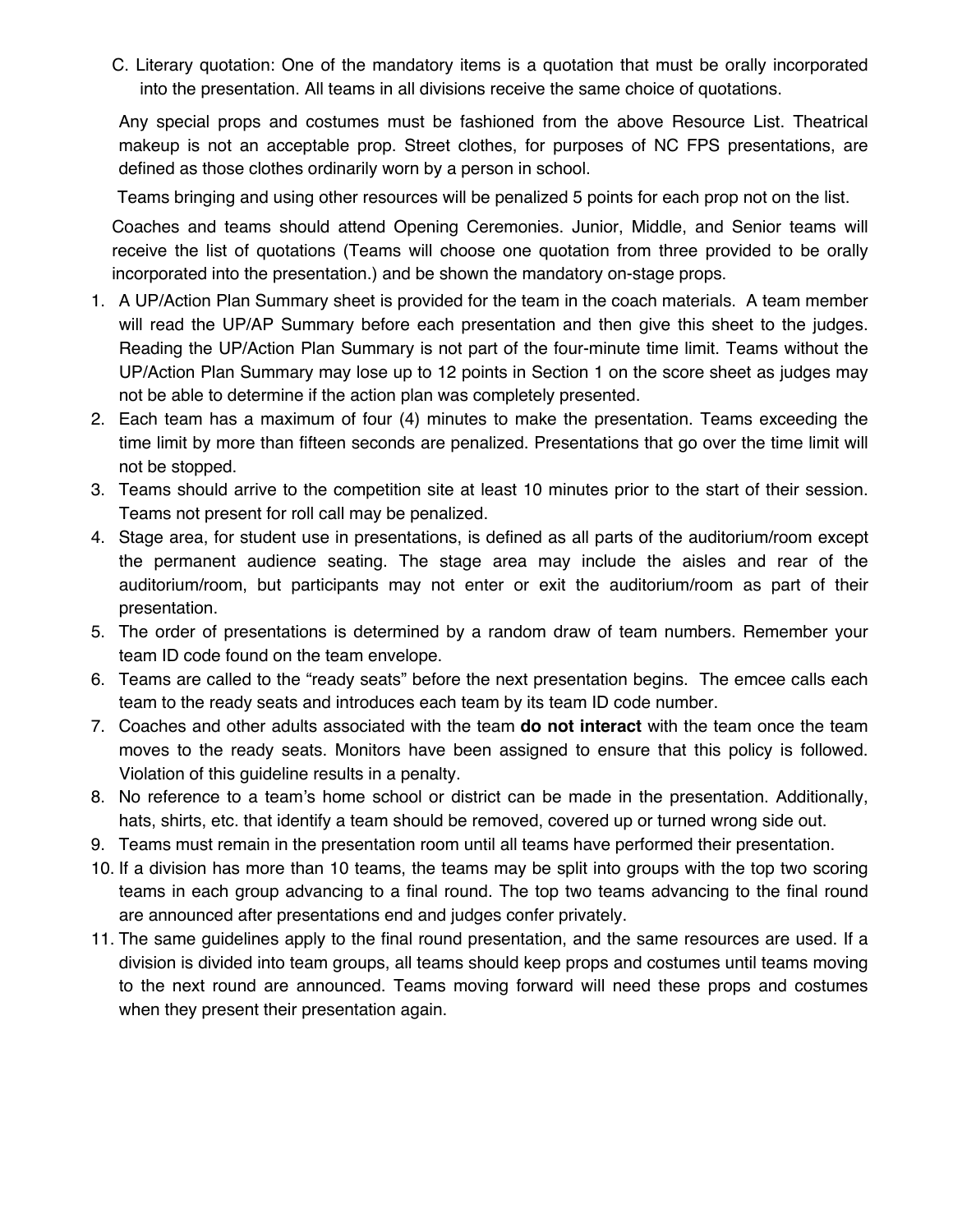C. Literary quotation: One of the mandatory items is a quotation that must be orally incorporated into the presentation. All teams in all divisions receive the same choice of quotations.

Any special props and costumes must be fashioned from the above Resource List. Theatrical makeup is not an acceptable prop. Street clothes, for purposes of NC FPS presentations, are defined as those clothes ordinarily worn by a person in school.

Teams bringing and using other resources will be penalized 5 points for each prop not on the list.

Coaches and teams should attend Opening Ceremonies. Junior, Middle, and Senior teams will receive the list of quotations (Teams will choose one quotation from three provided to be orally incorporated into the presentation.) and be shown the mandatory on-stage props.

1. A UP/Action Plan Summary sheet is provided for the team in the coach materials. A team member will read the UP/AP Summary before each presentation and then give this sheet to the judges. Reading the UP/Action Plan Summary is not part of the four-minute time limit. Teams without the UP/Action Plan Summary may lose up to 12 points in Section 1 on the score sheet as judges may not be able to determine if the action plan was completely presented.
2. Each team has a maximum of four (4) minutes to make the presentation. Teams exceeding the time limit by more than fifteen seconds are penalized. Presentations that go over the time limit will not be stopped.
3. Teams should arrive to the competition site at least 10 minutes prior to the start of their session. Teams not present for roll call may be penalized.
4. Stage area, for student use in presentations, is defined as all parts of the auditorium/room except the permanent audience seating. The stage area may include the aisles and rear of the auditorium/room, but participants may not enter or exit the auditorium/room as part of their presentation.
5. The order of presentations is determined by a random draw of team numbers. Remember your team ID code found on the team envelope.
6. Teams are called to the "ready seats" before the next presentation begins. The emcee calls each team to the ready seats and introduces each team by its team ID code number.
7. Coaches and other adults associated with the team **do not interact** with the team once the team moves to the ready seats. Monitors have been assigned to ensure that this policy is followed. Violation of this guideline results in a penalty.
8. No reference to a team's home school or district can be made in the presentation. Additionally, hats, shirts, etc. that identify a team should be removed, covered up or turned wrong side out.
9. Teams must remain in the presentation room until all teams have performed their presentation.
10. If a division has more than 10 teams, the teams may be split into groups with the top two scoring teams in each group advancing to a final round. The top two teams advancing to the final round are announced after presentations end and judges confer privately.
11. The same guidelines apply to the final round presentation, and the same resources are used. If a division is divided into team groups, all teams should keep props and costumes until teams moving to the next round are announced. Teams moving forward will need these props and costumes when they present their presentation again.